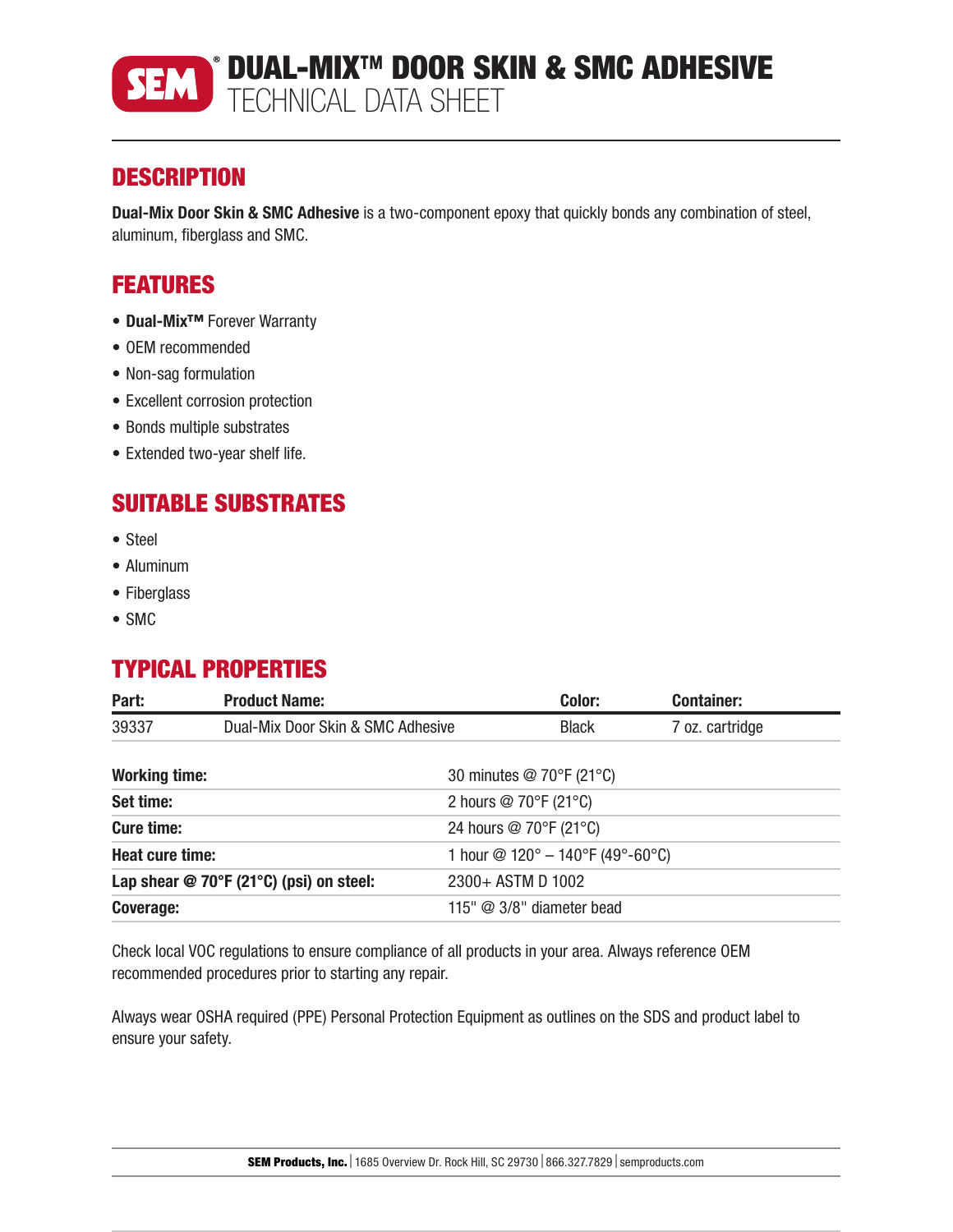# DUAL-MIX™ DOOR SKIN & SMC ADHESIVE

TECHNICAL DATA SHEET

## DESCRIPTION

**Dual-Mix Door Skin & SMC Adhesive** is a two-component epoxy that quickly bonds any combination of steel, aluminum, fiberglass and SMC.

## FEATURES

- **Dual-Mix™** Forever Warranty
- OEM recommended
- Non-sag formulation
- Excellent corrosion protection
- Bonds multiple substrates
- Extended two-year shelf life.

## SUITABLE SUBSTRATES

- Steel
- Aluminum
- Fiberglass
- SMC

## TYPICAL PROPERTIES

| Part: | Product Name: | Color: | Container: |
|---|---|---|---|
| 39337 | Dual-Mix Door Skin & SMC Adhesive | Black | 7 oz. cartridge |

| | |
|---|---|
| **Working time:** | 30 minutes @ 70°F (21°C) |
| **Set time:** | 2 hours @ 70°F (21°C) |
| **Cure time:** | 24 hours @ 70°F (21°C) |
| **Heat cure time:** | 1 hour @ 120° – 140°F (49°-60°C) |
| **Lap shear @ 70°F (21°C) (psi) on steel:** | 2300+ ASTM D 1002 |
| **Coverage:** | 115" @ 3/8" diameter bead |

Check local VOC regulations to ensure compliance of all products in your area. Always reference OEM recommended procedures prior to starting any repair.

Always wear OSHA required (PPE) Personal Protection Equipment as outlines on the SDS and product label to ensure your safety.

**SEM Products, Inc.** | 1685 Overview Dr. Rock Hill, SC 29730 | 866.327.7829 | semproducts.com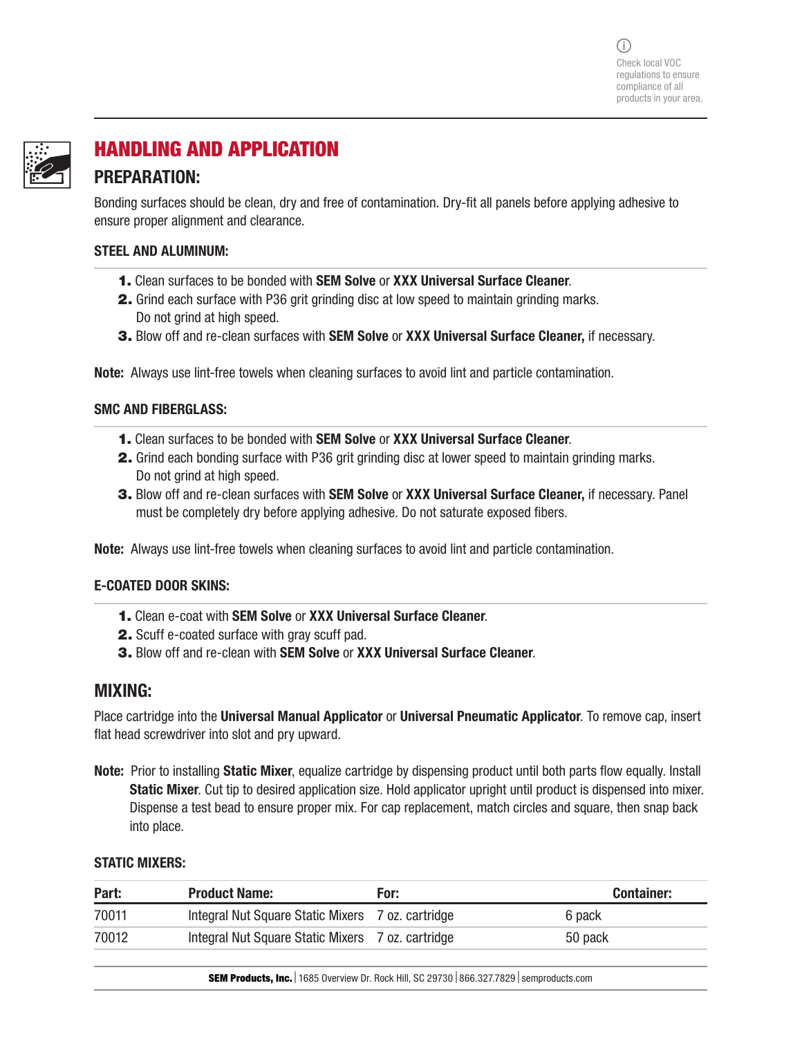Check local VOC regulations to ensure compliance of all products in your area.

# HANDLING AND APPLICATION

## PREPARATION:

Bonding surfaces should be clean, dry and free of contamination. Dry-fit all panels before applying adhesive to ensure proper alignment and clearance.

### STEEL AND ALUMINUM:

1. Clean surfaces to be bonded with **SEM Solve** or **XXX Universal Surface Cleaner**.
2. Grind each surface with P36 grit grinding disc at low speed to maintain grinding marks. Do not grind at high speed.
3. Blow off and re-clean surfaces with **SEM Solve** or **XXX Universal Surface Cleaner,** if necessary.

**Note:** Always use lint-free towels when cleaning surfaces to avoid lint and particle contamination.

### SMC AND FIBERGLASS:

1. Clean surfaces to be bonded with **SEM Solve** or **XXX Universal Surface Cleaner**.
2. Grind each bonding surface with P36 grit grinding disc at lower speed to maintain grinding marks. Do not grind at high speed.
3. Blow off and re-clean surfaces with **SEM Solve** or **XXX Universal Surface Cleaner,** if necessary. Panel must be completely dry before applying adhesive. Do not saturate exposed fibers.

**Note:** Always use lint-free towels when cleaning surfaces to avoid lint and particle contamination.

### E-COATED DOOR SKINS:

1. Clean e-coat with **SEM Solve** or **XXX Universal Surface Cleaner**.
2. Scuff e-coated surface with gray scuff pad.
3. Blow off and re-clean with **SEM Solve** or **XXX Universal Surface Cleaner**.

## MIXING:

Place cartridge into the **Universal Manual Applicator** or **Universal Pneumatic Applicator**. To remove cap, insert flat head screwdriver into slot and pry upward.

**Note:** Prior to installing **Static Mixer**, equalize cartridge by dispensing product until both parts flow equally. Install **Static Mixer**. Cut tip to desired application size. Hold applicator upright until product is dispensed into mixer. Dispense a test bead to ensure proper mix. For cap replacement, match circles and square, then snap back into place.

### STATIC MIXERS:

| Part: | Product Name: | For: | Container: |
|---|---|---|---|
| 70011 | Integral Nut Square Static Mixers | 7 oz. cartridge | 6 pack |
| 70012 | Integral Nut Square Static Mixers | 7 oz. cartridge | 50 pack |

**SEM Products, Inc.** | 1685 Overview Dr. Rock Hill, SC 29730 | 866.327.7829 | semproducts.com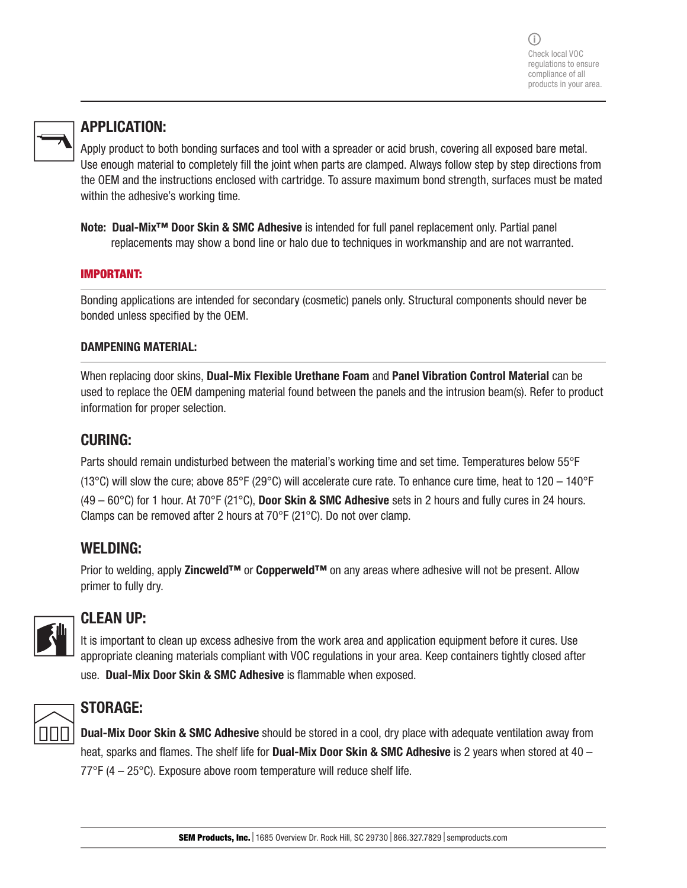Check local VOC regulations to ensure compliance of all products in your area.

## APPLICATION:

Apply product to both bonding surfaces and tool with a spreader or acid brush, covering all exposed bare metal. Use enough material to completely fill the joint when parts are clamped. Always follow step by step directions from the OEM and the instructions enclosed with cartridge. To assure maximum bond strength, surfaces must be mated within the adhesive's working time.

**Note: Dual-Mix™ Door Skin & SMC Adhesive** is intended for full panel replacement only. Partial panel replacements may show a bond line or halo due to techniques in workmanship and are not warranted.

#### IMPORTANT:

Bonding applications are intended for secondary (cosmetic) panels only. Structural components should never be bonded unless specified by the OEM.

#### DAMPENING MATERIAL:

When replacing door skins, **Dual-Mix Flexible Urethane Foam** and **Panel Vibration Control Material** can be used to replace the OEM dampening material found between the panels and the intrusion beam(s). Refer to product information for proper selection.

## CURING:

Parts should remain undisturbed between the material's working time and set time. Temperatures below 55°F (13°C) will slow the cure; above 85°F (29°C) will accelerate cure rate. To enhance cure time, heat to 120 – 140°F (49 – 60°C) for 1 hour. At 70°F (21°C), **Door Skin & SMC Adhesive** sets in 2 hours and fully cures in 24 hours. Clamps can be removed after 2 hours at 70°F (21°C). Do not over clamp.

## WELDING:

Prior to welding, apply **Zincweld™** or **Copperweld™** on any areas where adhesive will not be present. Allow primer to fully dry.

## CLEAN UP:

It is important to clean up excess adhesive from the work area and application equipment before it cures. Use appropriate cleaning materials compliant with VOC regulations in your area. Keep containers tightly closed after use. **Dual-Mix Door Skin & SMC Adhesive** is flammable when exposed.

## STORAGE:

**Dual-Mix Door Skin & SMC Adhesive** should be stored in a cool, dry place with adequate ventilation away from heat, sparks and flames. The shelf life for **Dual-Mix Door Skin & SMC Adhesive** is 2 years when stored at 40 – 77°F (4 – 25°C). Exposure above room temperature will reduce shelf life.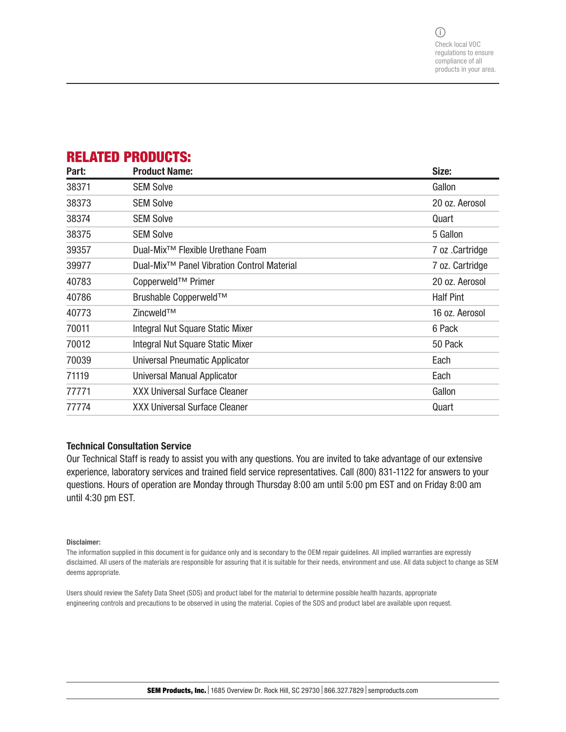Check local VOC regulations to ensure compliance of all products in your area.

## RELATED PRODUCTS:

| Part: | Product Name: | Size: |
|---|---|---|
| 38371 | SEM Solve | Gallon |
| 38373 | SEM Solve | 20 oz. Aerosol |
| 38374 | SEM Solve | Quart |
| 38375 | SEM Solve | 5 Gallon |
| 39357 | Dual-Mix™ Flexible Urethane Foam | 7 oz .Cartridge |
| 39977 | Dual-Mix™ Panel Vibration Control Material | 7 oz. Cartridge |
| 40783 | Copperweld™ Primer | 20 oz. Aerosol |
| 40786 | Brushable Copperweld™ | Half Pint |
| 40773 | Zincweld™ | 16 oz. Aerosol |
| 70011 | Integral Nut Square Static Mixer | 6 Pack |
| 70012 | Integral Nut Square Static Mixer | 50 Pack |
| 70039 | Universal Pneumatic Applicator | Each |
| 71119 | Universal Manual Applicator | Each |
| 77771 | XXX Universal Surface Cleaner | Gallon |
| 77774 | XXX Universal Surface Cleaner | Quart |

**Technical Consultation Service**

Our Technical Staff is ready to assist you with any questions. You are invited to take advantage of our extensive experience, laboratory services and trained field service representatives. Call (800) 831-1122 for answers to your questions. Hours of operation are Monday through Thursday 8:00 am until 5:00 pm EST and on Friday 8:00 am until 4:30 pm EST.

**Disclaimer:**

The information supplied in this document is for guidance only and is secondary to the OEM repair guidelines. All implied warranties are expressly disclaimed. All users of the materials are responsible for assuring that it is suitable for their needs, environment and use. All data subject to change as SEM deems appropriate.

Users should review the Safety Data Sheet (SDS) and product label for the material to determine possible health hazards, appropriate engineering controls and precautions to be observed in using the material. Copies of the SDS and product label are available upon request.

**SEM Products, Inc.** | 1685 Overview Dr. Rock Hill, SC 29730 | 866.327.7829 | semproducts.com